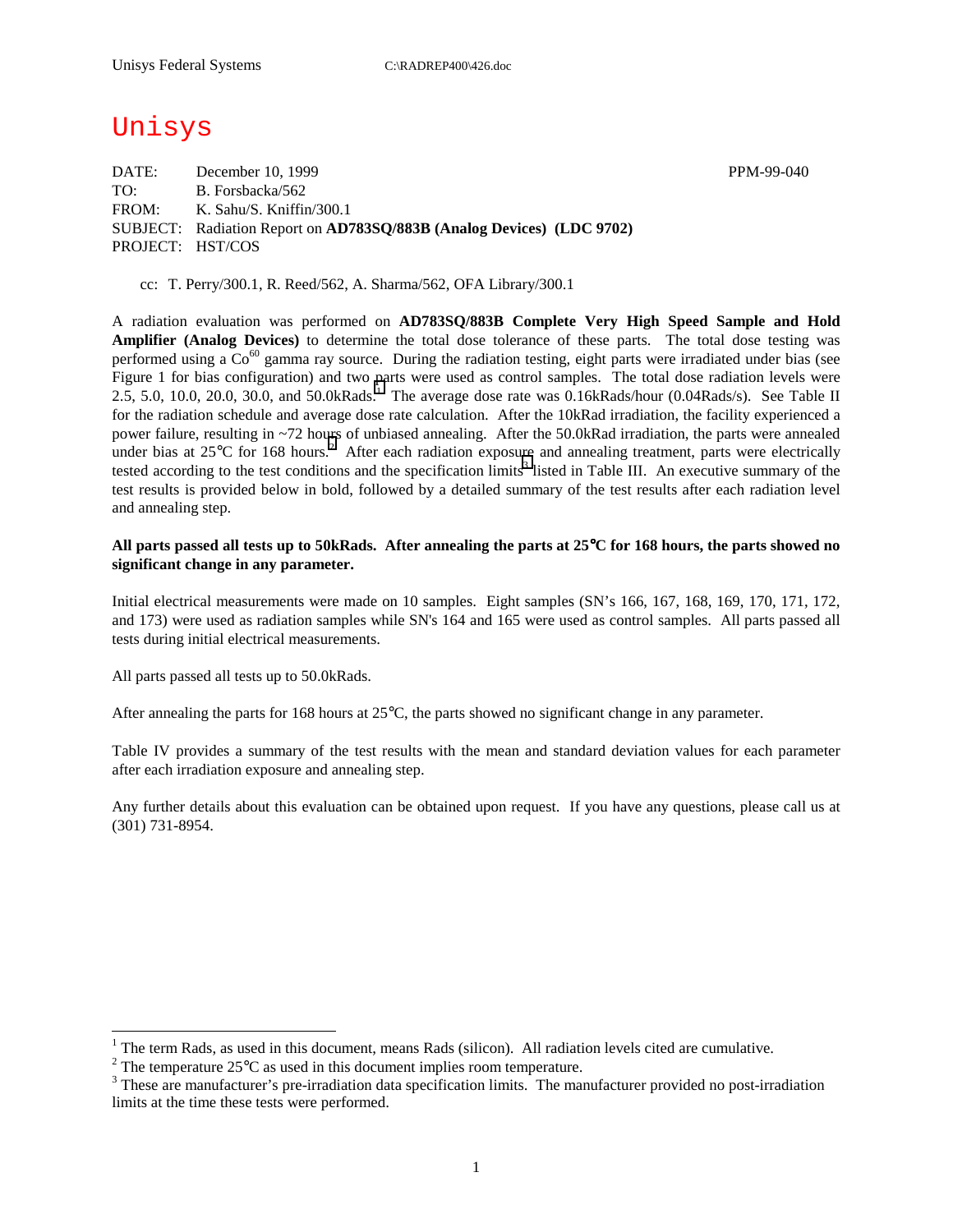Unisys Federal Systems C:\RADREP400\426.doc

# Unisys

DATE: December 10, 1999 PPM-99-040
TO: B. Forsbacka/562
FROM: K. Sahu/S. Kniffin/300.1
SUBJECT: Radiation Report on **AD783SQ/883B (Analog Devices) (LDC 9702)**
PROJECT: HST/COS

cc: T. Perry/300.1, R. Reed/562, A. Sharma/562, OFA Library/300.1

A radiation evaluation was performed on **AD783SQ/883B Complete Very High Speed Sample and Hold Amplifier (Analog Devices)** to determine the total dose tolerance of these parts. The total dose testing was performed using a $Co^{60}$ gamma ray source. During the radiation testing, eight parts were irradiated under bias (see Figure 1 for bias configuration) and two parts were used as control samples. The total dose radiation levels were 2.5, 5.0, 10.0, 20.0, 30.0, and 50.0kRads.[1] The average dose rate was 0.16kRads/hour (0.04Rads/s). See Table II for the radiation schedule and average dose rate calculation. After the 10kRad irradiation, the facility experienced a power failure, resulting in ~72 hours of unbiased annealing. After the 50.0kRad irradiation, the parts were annealed under bias at 25°C for 168 hours.[2] After each radiation exposure and annealing treatment, parts were electrically tested according to the test conditions and the specification limits[3] listed in Table III. An executive summary of the test results is provided below in bold, followed by a detailed summary of the test results after each radiation level and annealing step.

**All parts passed all tests up to 50kRads. After annealing the parts at 25°C for 168 hours, the parts showed no significant change in any parameter.**

Initial electrical measurements were made on 10 samples. Eight samples (SN's 166, 167, 168, 169, 170, 171, 172, and 173) were used as radiation samples while SN's 164 and 165 were used as control samples. All parts passed all tests during initial electrical measurements.

All parts passed all tests up to 50.0kRads.

After annealing the parts for 168 hours at 25°C, the parts showed no significant change in any parameter.

Table IV provides a summary of the test results with the mean and standard deviation values for each parameter after each irradiation exposure and annealing step.

Any further details about this evaluation can be obtained upon request. If you have any questions, please call us at (301) 731-8954.

---

[1] The term Rads, as used in this document, means Rads (silicon). All radiation levels cited are cumulative.

[2] The temperature 25°C as used in this document implies room temperature.

[3] These are manufacturer's pre-irradiation data specification limits. The manufacturer provided no post-irradiation limits at the time these tests were performed.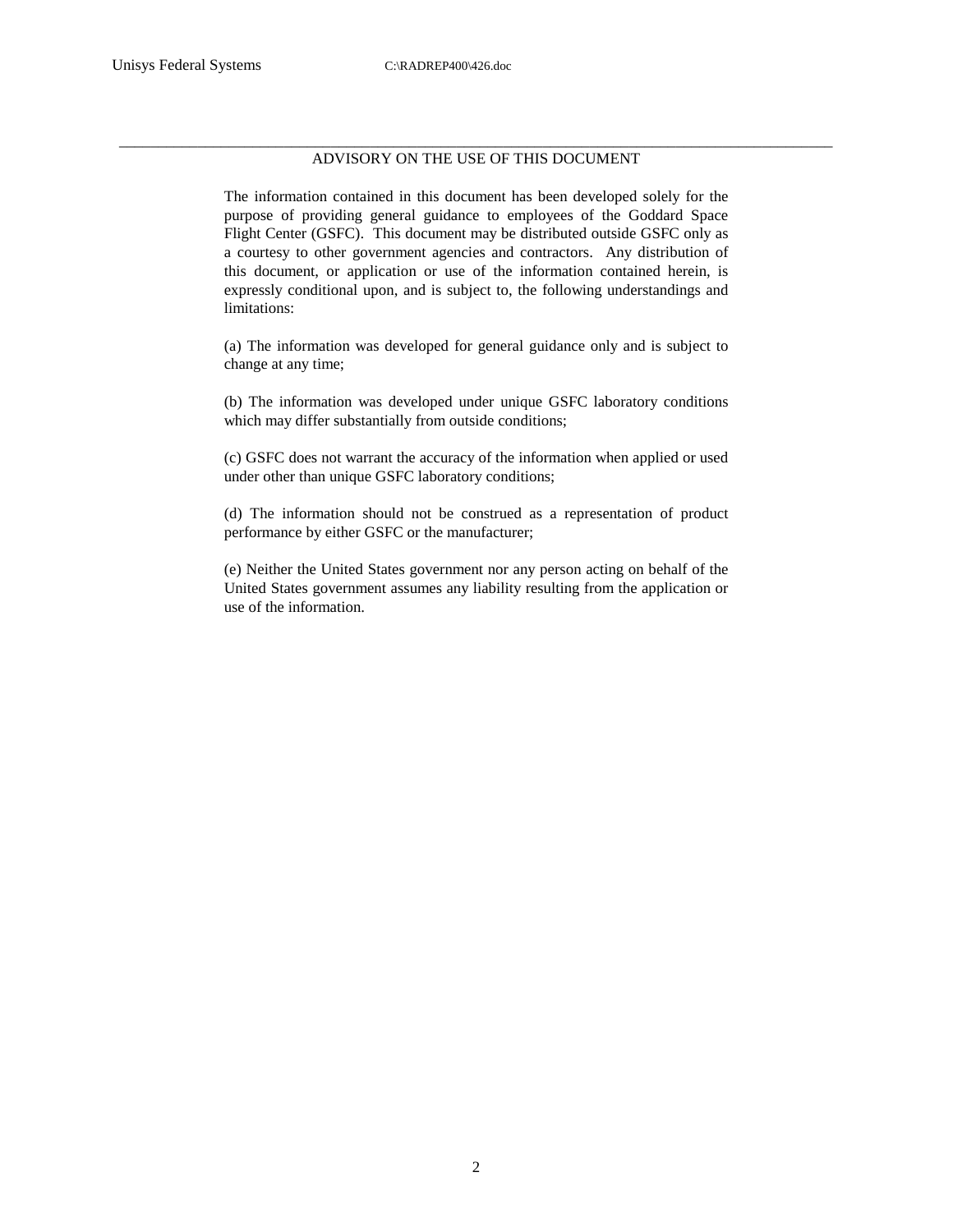## ADVISORY ON THE USE OF THIS DOCUMENT

The information contained in this document has been developed solely for the purpose of providing general guidance to employees of the Goddard Space Flight Center (GSFC). This document may be distributed outside GSFC only as a courtesy to other government agencies and contractors. Any distribution of this document, or application or use of the information contained herein, is expressly conditional upon, and is subject to, the following understandings and limitations:

(a) The information was developed for general guidance only and is subject to change at any time;

(b) The information was developed under unique GSFC laboratory conditions which may differ substantially from outside conditions;

(c) GSFC does not warrant the accuracy of the information when applied or used under other than unique GSFC laboratory conditions;

(d) The information should not be construed as a representation of product performance by either GSFC or the manufacturer;

(e) Neither the United States government nor any person acting on behalf of the United States government assumes any liability resulting from the application or use of the information.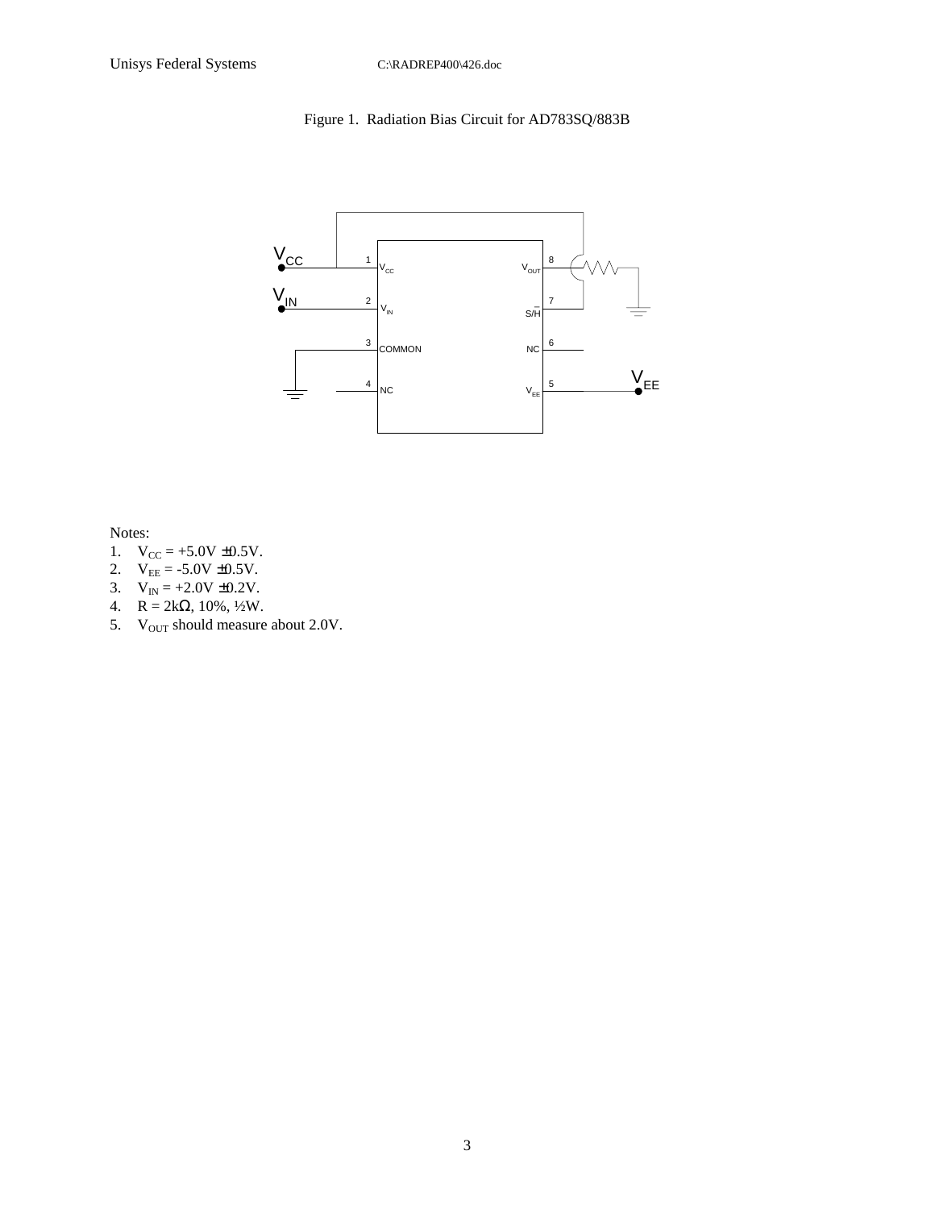Figure 1. Radiation Bias Circuit for AD783SQ/883B

Notes:

1. $V_{CC}$ = +5.0V ±0.5V.
2. $V_{EE}$ = -5.0V ±0.5V.
3. $V_{IN}$ = +2.0V ±0.2V.
4. R = 2kΩ, 10%, ½W.
5. $V_{OUT}$ should measure about 2.0V.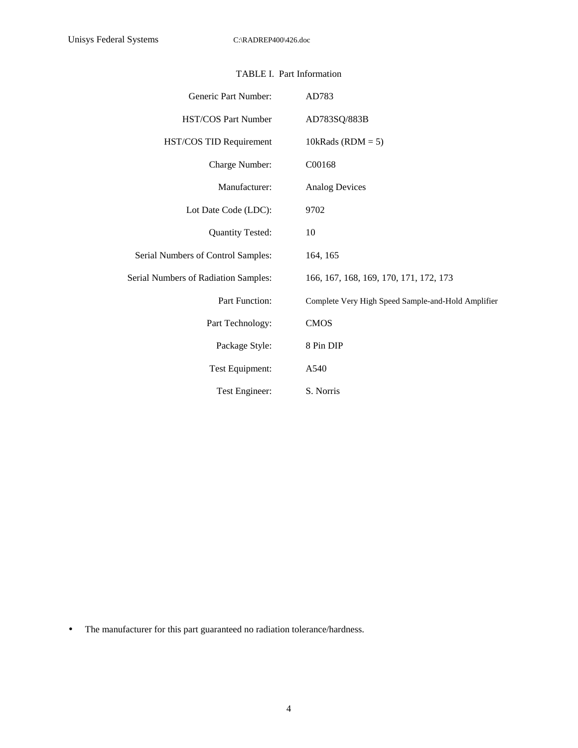TABLE I. Part Information

| | |
|---|---|
| Generic Part Number: | AD783 |
| HST/COS Part Number | AD783SQ/883B |
| HST/COS TID Requirement | 10kRads (RDM = 5) |
| Charge Number: | C00168 |
| Manufacturer: | Analog Devices |
| Lot Date Code (LDC): | 9702 |
| Quantity Tested: | 10 |
| Serial Numbers of Control Samples: | 164, 165 |
| Serial Numbers of Radiation Samples: | 166, 167, 168, 169, 170, 171, 172, 173 |
| Part Function: | Complete Very High Speed Sample-and-Hold Amplifier |
| Part Technology: | CMOS |
| Package Style: | 8 Pin DIP |
| Test Equipment: | A540 |
| Test Engineer: | S. Norris |

- The manufacturer for this part guaranteed no radiation tolerance/hardness.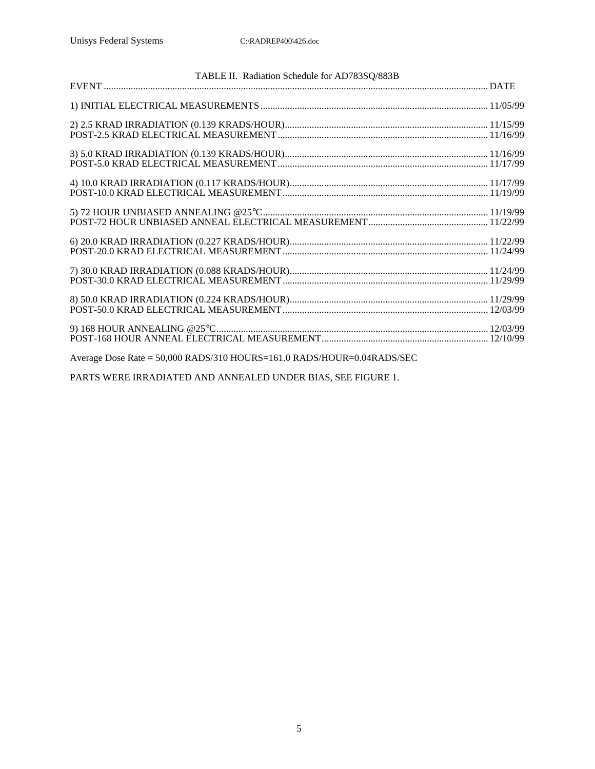TABLE II. Radiation Schedule for AD783SQ/883B

| EVENT | DATE |
|---|---|
| 1) INITIAL ELECTRICAL MEASUREMENTS | 11/05/99 |
| 2) 2.5 KRAD IRRADIATION (0.139 KRADS/HOUR) | 11/15/99 |
| POST-2.5 KRAD ELECTRICAL MEASUREMENT | 11/16/99 |
| 3) 5.0 KRAD IRRADIATION (0.139 KRADS/HOUR) | 11/16/99 |
| POST-5.0 KRAD ELECTRICAL MEASUREMENT | 11/17/99 |
| 4) 10.0 KRAD IRRADIATION (0.117 KRADS/HOUR) | 11/17/99 |
| POST-10.0 KRAD ELECTRICAL MEASUREMENT | 11/19/99 |
| 5) 72 HOUR UNBIASED ANNEALING @25°C | 11/19/99 |
| POST-72 HOUR UNBIASED ANNEAL ELECTRICAL MEASUREMENT | 11/22/99 |
| 6) 20.0 KRAD IRRADIATION (0.227 KRADS/HOUR) | 11/22/99 |
| POST-20.0 KRAD ELECTRICAL MEASUREMENT | 11/24/99 |
| 7) 30.0 KRAD IRRADIATION (0.088 KRADS/HOUR) | 11/24/99 |
| POST-30.0 KRAD ELECTRICAL MEASUREMENT | 11/29/99 |
| 8) 50.0 KRAD IRRADIATION (0.224 KRADS/HOUR) | 11/29/99 |
| POST-50.0 KRAD ELECTRICAL MEASUREMENT | 12/03/99 |
| 9) 168 HOUR ANNEALING @25°C | 12/03/99 |
| POST-168 HOUR ANNEAL ELECTRICAL MEASUREMENT | 12/10/99 |

Average Dose Rate = 50,000 RADS/310 HOURS=161.0 RADS/HOUR=0.04RADS/SEC

PARTS WERE IRRADIATED AND ANNEALED UNDER BIAS, SEE FIGURE 1.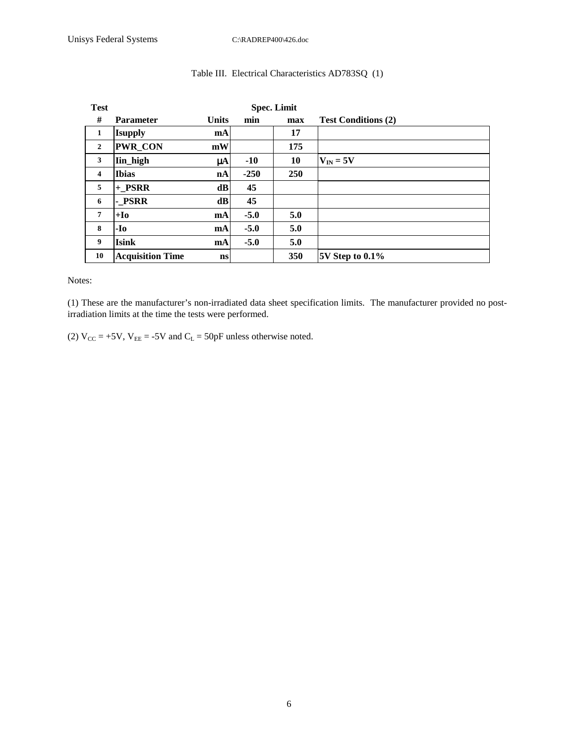Table III. Electrical Characteristics AD783SQ (1)

| Test | | | Spec. Limit | | |
|---|---|---|---|---|---|
| # | Parameter | Units | min | max | Test Conditions (2) |
| 1 | Isupply | mA | | 17 | |
| 2 | PWR_CON | mW | | 175 | |
| 3 | Iin_high | μA | -10 | 10 | $V_{IN}$ = 5V |
| 4 | Ibias | nA | -250 | 250 | |
| 5 | +_PSRR | dB | 45 | | |
| 6 | -_PSRR | dB | 45 | | |
| 7 | +Io | mA | -5.0 | 5.0 | |
| 8 | -Io | mA | -5.0 | 5.0 | |
| 9 | Isink | mA | -5.0 | 5.0 | |
| 10 | Acquisition Time | ns | | 350 | 5V Step to 0.1% |

Notes:

(1) These are the manufacturer's non-irradiated data sheet specification limits. The manufacturer provided no post-irradiation limits at the time the tests were performed.

(2) $V_{CC}$ = +5V, $V_{EE}$ = -5V and $C_L$ = 50pF unless otherwise noted.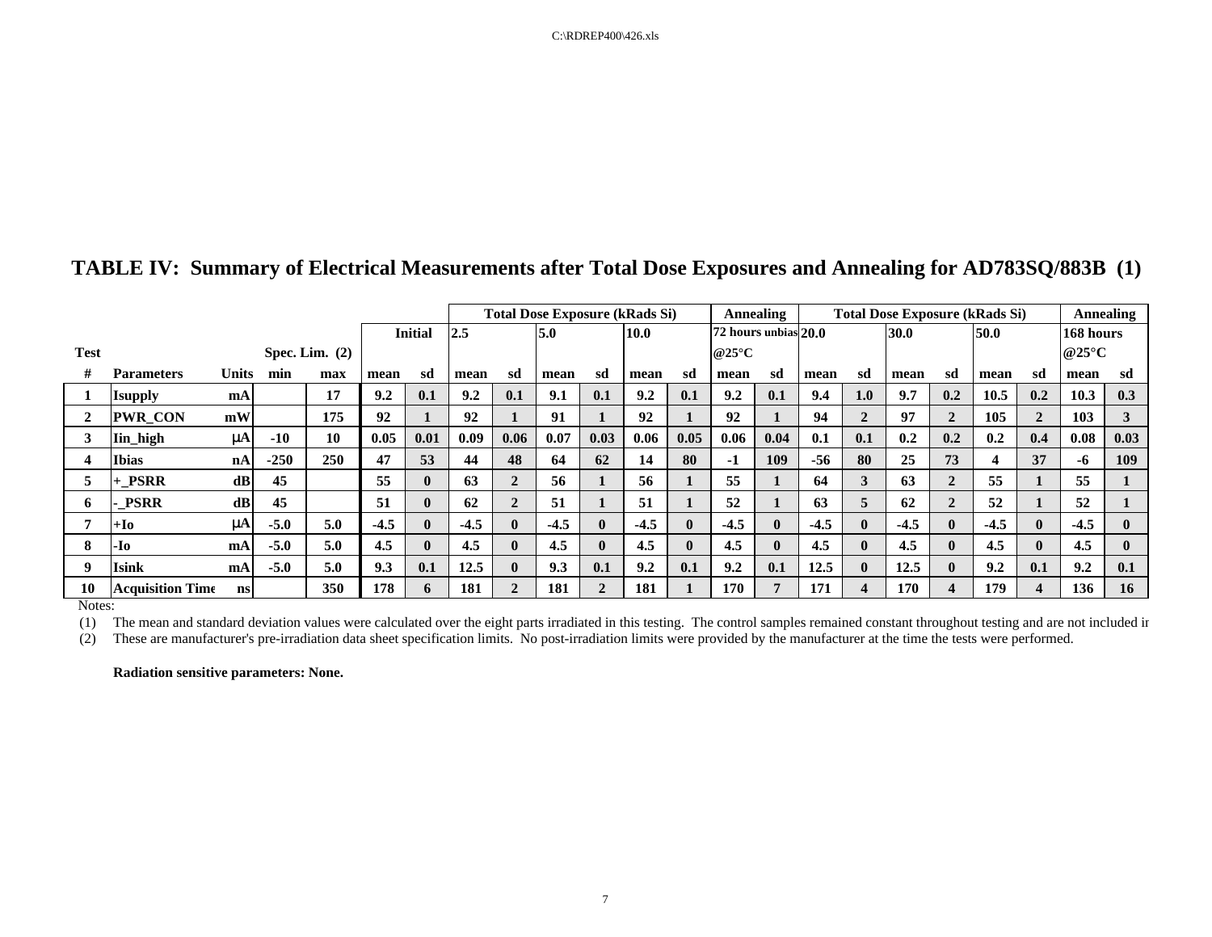## TABLE IV: Summary of Electrical Measurements after Total Dose Exposures and Annealing for AD783SQ/883B (1)

| Test | | | Spec. Lim. (2) | | Initial | | Total Dose Exposure (kRads Si) | | | | | | Annealing | | Total Dose Exposure (kRads Si) | | | | | | Annealing | |
|---|---|---|---|---|---|---|---|---|---|---|---|---|---|---|---|---|---|---|---|---|---|---|
| | | | | | | | 2.5 | | 5.0 | | 10.0 | | 72 hours unbias @25°C | | 20.0 | | 30.0 | | 50.0 | | 168 hours @25°C | |
| # | Parameters | Units | min | max | mean | sd | mean | sd | mean | sd | mean | sd | mean | sd | mean | sd | mean | sd | mean | sd | mean | sd |
| 1 | Isupply | mA | | 17 | 9.2 | 0.1 | 9.2 | 0.1 | 9.1 | 0.1 | 9.2 | 0.1 | 9.2 | 0.1 | 9.4 | 1.0 | 9.7 | 0.2 | 10.5 | 0.2 | 10.3 | 0.3 |
| 2 | PWR_CON | mW | | 175 | 92 | 1 | 92 | 1 | 91 | 1 | 92 | 1 | 92 | 1 | 94 | 2 | 97 | 2 | 105 | 2 | 103 | 3 |
| 3 | Iin_high | μA | -10 | 10 | 0.05 | 0.01 | 0.09 | 0.06 | 0.07 | 0.03 | 0.06 | 0.05 | 0.06 | 0.04 | 0.1 | 0.1 | 0.2 | 0.2 | 0.2 | 0.4 | 0.08 | 0.03 |
| 4 | Ibias | nA | -250 | 250 | 47 | 53 | 44 | 48 | 64 | 62 | 14 | 80 | -1 | 109 | -56 | 80 | 25 | 73 | 4 | 37 | -6 | 109 |
| 5 | +_PSRR | dB | 45 | | 55 | 0 | 63 | 2 | 56 | 1 | 56 | 1 | 55 | 1 | 64 | 3 | 63 | 2 | 55 | 1 | 55 | 1 |
| 6 | -_PSRR | dB | 45 | | 51 | 0 | 62 | 2 | 51 | 1 | 51 | 1 | 52 | 1 | 63 | 5 | 62 | 2 | 52 | 1 | 52 | 1 |
| 7 | +Io | μA | -5.0 | 5.0 | -4.5 | 0 | -4.5 | 0 | -4.5 | 0 | -4.5 | 0 | -4.5 | 0 | -4.5 | 0 | -4.5 | 0 | -4.5 | 0 | -4.5 | 0 |
| 8 | -Io | mA | -5.0 | 5.0 | 4.5 | 0 | 4.5 | 0 | 4.5 | 0 | 4.5 | 0 | 4.5 | 0 | 4.5 | 0 | 4.5 | 0 | 4.5 | 0 | 4.5 | 0 |
| 9 | Isink | mA | -5.0 | 5.0 | 9.3 | 0.1 | 12.5 | 0 | 9.3 | 0.1 | 9.2 | 0.1 | 9.2 | 0.1 | 12.5 | 0 | 12.5 | 0 | 9.2 | 0.1 | 9.2 | 0.1 |
| 10 | Acquisition Time | ns | | 350 | 178 | 6 | 181 | 2 | 181 | 2 | 181 | 1 | 170 | 7 | 171 | 4 | 170 | 4 | 179 | 4 | 136 | 16 |

Notes:

(1) The mean and standard deviation values were calculated over the eight parts irradiated in this testing. The control samples remained constant throughout testing and are not included ir

(2) These are manufacturer's pre-irradiation data sheet specification limits. No post-irradiation limits were provided by the manufacturer at the time the tests were performed.

**Radiation sensitive parameters: None.**